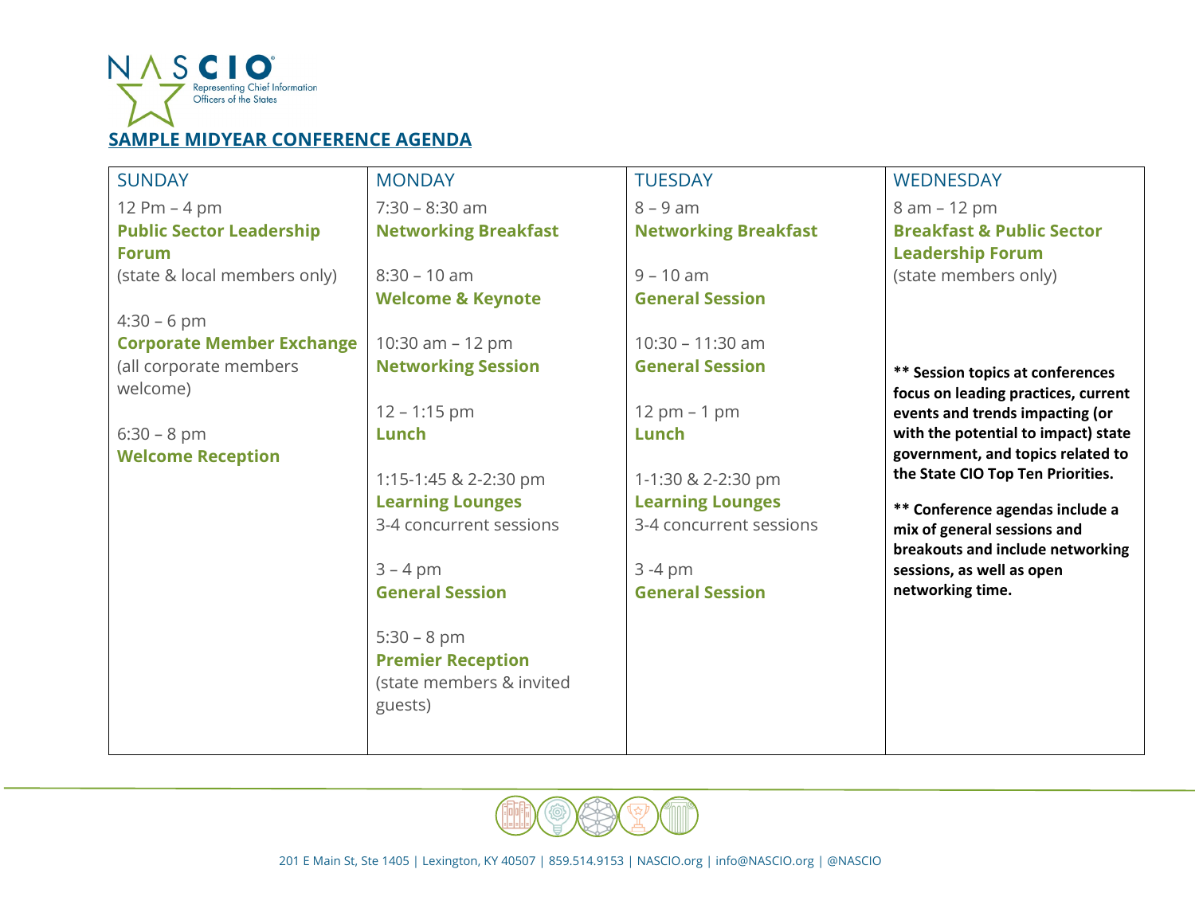NASCIO
Representing Chief Information Officers of the States

## SAMPLE MIDYEAR CONFERENCE AGENDA

| SUNDAY | MONDAY | TUESDAY | WEDNESDAY |
|---|---|---|---|
| 12 Pm – 4 pm<br>**Public Sector Leadership Forum**<br>(state & local members only)<br><br>4:30 – 6 pm<br>**Corporate Member Exchange**<br>(all corporate members welcome)<br><br>6:30 – 8 pm<br>**Welcome Reception** | 7:30 – 8:30 am<br>**Networking Breakfast**<br><br>8:30 – 10 am<br>**Welcome & Keynote**<br><br>10:30 am – 12 pm<br>**Networking Session**<br><br>12 – 1:15 pm<br>**Lunch**<br><br>1:15-1:45 & 2-2:30 pm<br>**Learning Lounges**<br>3-4 concurrent sessions<br><br>3 – 4 pm<br>**General Session**<br><br>5:30 – 8 pm<br>**Premier Reception**<br>(state members & invited guests) | 8 – 9 am<br>**Networking Breakfast**<br><br>9 – 10 am<br>**General Session**<br><br>10:30 – 11:30 am<br>**General Session**<br><br>12 pm – 1 pm<br>**Lunch**<br><br>1-1:30 & 2-2:30 pm<br>**Learning Lounges**<br>3-4 concurrent sessions<br><br>3 -4 pm<br>**General Session** | 8 am – 12 pm<br>**Breakfast & Public Sector Leadership Forum**<br>(state members only)<br><br>**\*\* Session topics at conferences focus on leading practices, current events and trends impacting (or with the potential to impact) state government, and topics related to the State CIO Top Ten Priorities.**<br><br>**\*\* Conference agendas include a mix of general sessions and breakouts and include networking sessions, as well as open networking time.** |

201 E Main St, Ste 1405 | Lexington, KY 40507 | 859.514.9153 | NASCIO.org | info@NASCIO.org | @NASCIO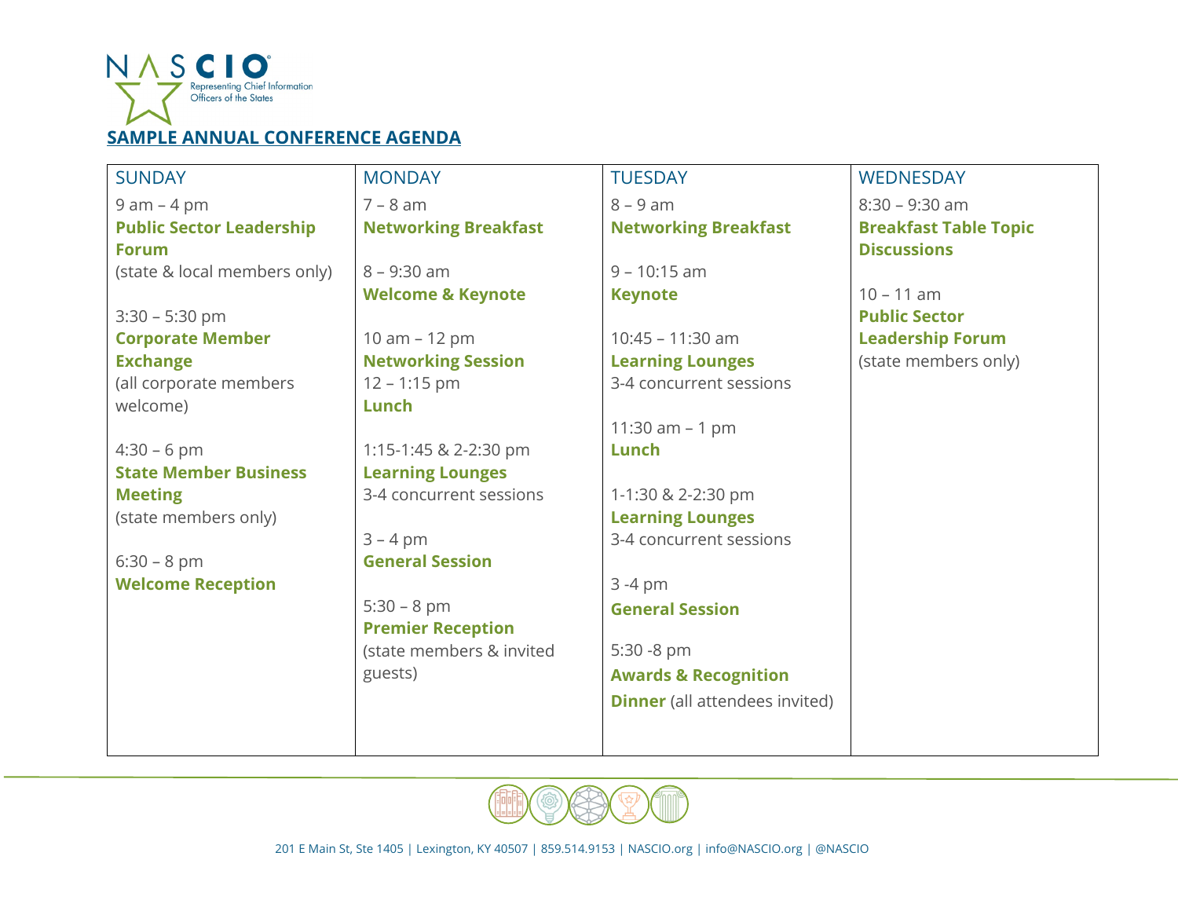# SAMPLE ANNUAL CONFERENCE AGENDA

| SUNDAY | MONDAY | TUESDAY | WEDNESDAY |
| --- | --- | --- | --- |
| 9 am – 4 pm<br>**Public Sector Leadership Forum**<br>(state & local members only)<br><br>3:30 – 5:30 pm<br>**Corporate Member Exchange**<br>(all corporate members welcome)<br><br>4:30 – 6 pm<br>**State Member Business Meeting**<br>(state members only)<br><br>6:30 – 8 pm<br>**Welcome Reception** | 7 – 8 am<br>**Networking Breakfast**<br><br>8 – 9:30 am<br>**Welcome & Keynote**<br><br>10 am – 12 pm<br>**Networking Session**<br>12 – 1:15 pm<br>**Lunch**<br><br>1:15-1:45 & 2-2:30 pm<br>**Learning Lounges**<br>3-4 concurrent sessions<br><br>3 – 4 pm<br>**General Session**<br><br>5:30 – 8 pm<br>**Premier Reception**<br>(state members & invited guests) | 8 – 9 am<br>**Networking Breakfast**<br><br>9 – 10:15 am<br>**Keynote**<br><br>10:45 – 11:30 am<br>**Learning Lounges**<br>3-4 concurrent sessions<br><br>11:30 am – 1 pm<br>**Lunch**<br><br>1-1:30 & 2-2:30 pm<br>**Learning Lounges**<br>3-4 concurrent sessions<br><br>3 -4 pm<br>**General Session**<br><br>5:30 -8 pm<br>**Awards & Recognition Dinner** (all attendees invited) | 8:30 – 9:30 am<br>**Breakfast Table Topic Discussions**<br><br>10 – 11 am<br>**Public Sector Leadership Forum**<br>(state members only) |

201 E Main St, Ste 1405 | Lexington, KY 40507 | 859.514.9153 | NASCIO.org | info@NASCIO.org | @NASCIO